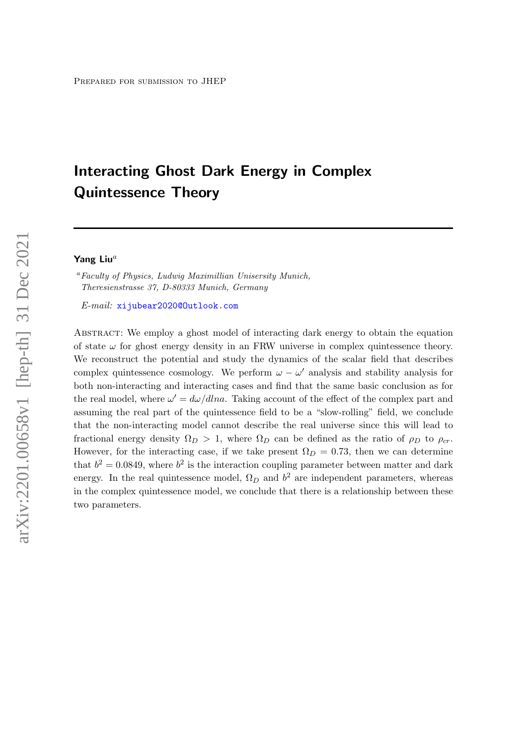Prepared for submission to JHEP

# Interacting Ghost Dark Energy in Complex Quintessence Theory

**Yang Liu**[a]

[a] *Faculty of Physics, Ludwig Maximillian Unisersity Munich, Theresienstrasse 37, D-80333 Munich, Germany*

*E-mail:* xijubear2020@Outlook.com

Abstract: We employ a ghost model of interacting dark energy to obtain the equation of state $\omega$ for ghost energy density in an FRW universe in complex quintessence theory. We reconstruct the potential and study the dynamics of the scalar field that describes complex quintessence cosmology. We perform $\omega - \omega'$ analysis and stability analysis for both non-interacting and interacting cases and find that the same basic conclusion as for the real model, where $\omega' = d\omega/dlna$. Taking account of the effect of the complex part and assuming the real part of the quintessence field to be a "slow-rolling" field, we conclude that the non-interacting model cannot describe the real universe since this will lead to fractional energy density $\Omega_D > 1$, where $\Omega_D$ can be defined as the ratio of $\rho_D$ to $\rho_{cr}$. However, for the interacting case, if we take present $\Omega_D = 0.73$, then we can determine that $b^2 = 0.0849$, where $b^2$ is the interaction coupling parameter between matter and dark energy. In the real quintessence model, $\Omega_D$ and $b^2$ are independent parameters, whereas in the complex quintessence model, we conclude that there is a relationship between these two parameters.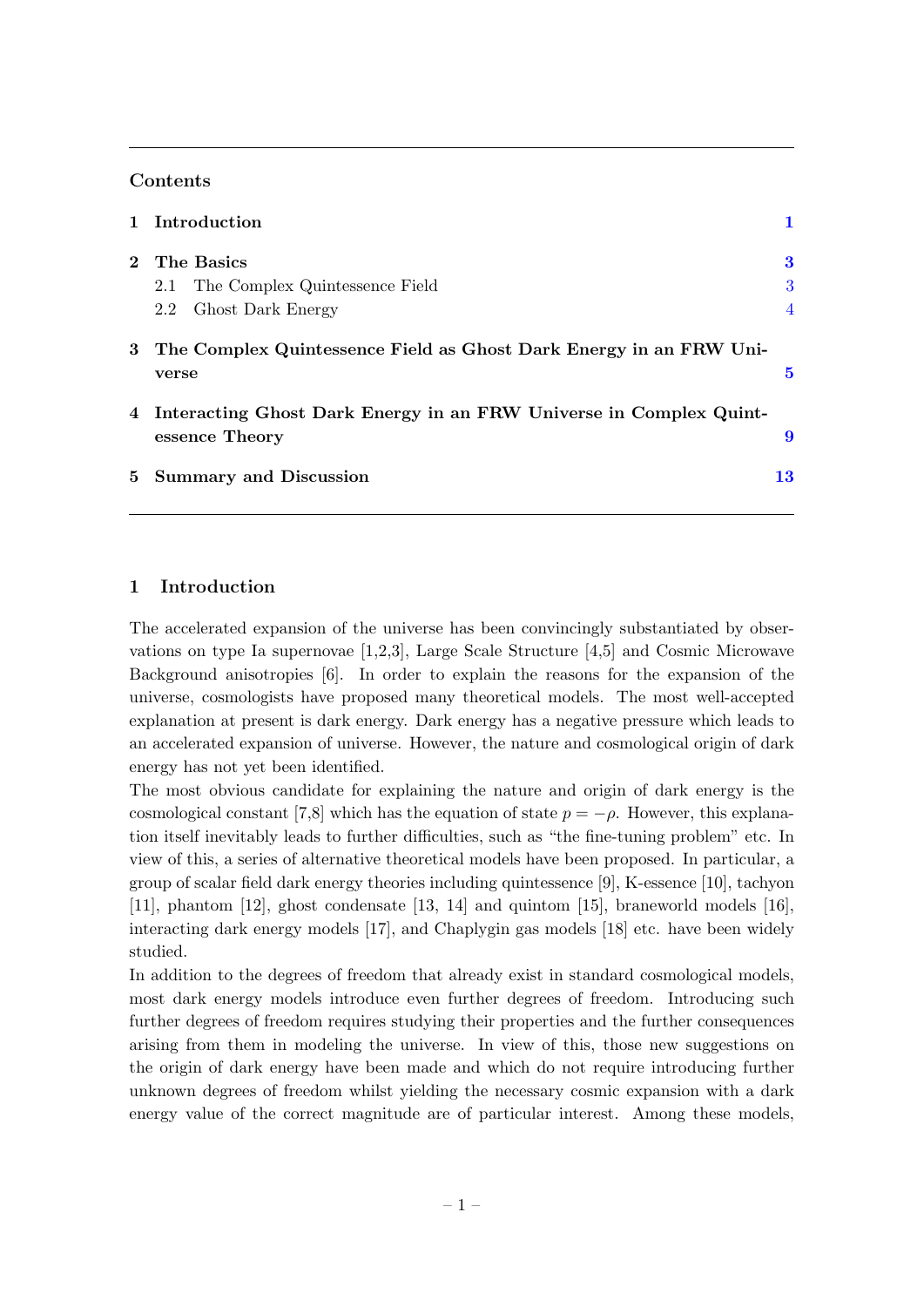## Contents

1 Introduction 1

2 The Basics 3
- 2.1 The Complex Quintessence Field 3
- 2.2 Ghost Dark Energy 4

3 The Complex Quintessence Field as Ghost Dark Energy in an FRW Universe 5

4 Interacting Ghost Dark Energy in an FRW Universe in Complex Quintessence Theory 9

5 Summary and Discussion 13

## 1 Introduction

The accelerated expansion of the universe has been convincingly substantiated by observations on type Ia supernovae [1,2,3], Large Scale Structure [4,5] and Cosmic Microwave Background anisotropies [6]. In order to explain the reasons for the expansion of the universe, cosmologists have proposed many theoretical models. The most well-accepted explanation at present is dark energy. Dark energy has a negative pressure which leads to an accelerated expansion of universe. However, the nature and cosmological origin of dark energy has not yet been identified.

The most obvious candidate for explaining the nature and origin of dark energy is the cosmological constant [7,8] which has the equation of state $p = -\rho$. However, this explanation itself inevitably leads to further difficulties, such as "the fine-tuning problem" etc. In view of this, a series of alternative theoretical models have been proposed. In particular, a group of scalar field dark energy theories including quintessence [9], K-essence [10], tachyon [11], phantom [12], ghost condensate [13, 14] and quintom [15], braneworld models [16], interacting dark energy models [17], and Chaplygin gas models [18] etc. have been widely studied.

In addition to the degrees of freedom that already exist in standard cosmological models, most dark energy models introduce even further degrees of freedom. Introducing such further degrees of freedom requires studying their properties and the further consequences arising from them in modeling the universe. In view of this, those new suggestions on the origin of dark energy have been made and which do not require introducing further unknown degrees of freedom whilst yielding the necessary cosmic expansion with a dark energy value of the correct magnitude are of particular interest. Among these models,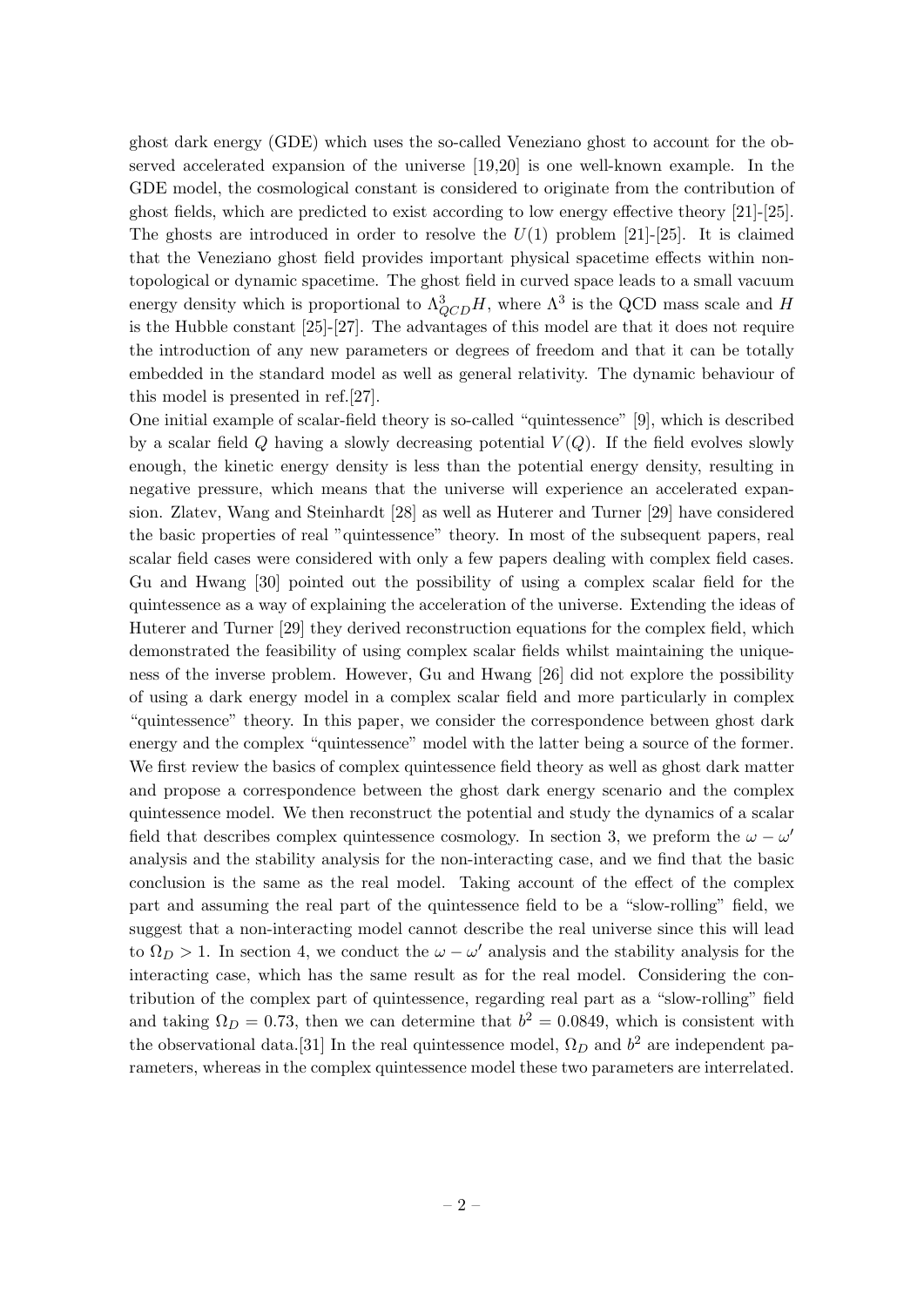ghost dark energy (GDE) which uses the so-called Veneziano ghost to account for the observed accelerated expansion of the universe [19,20] is one well-known example. In the GDE model, the cosmological constant is considered to originate from the contribution of ghost fields, which are predicted to exist according to low energy effective theory [21]-[25]. The ghosts are introduced in order to resolve the $U(1)$ problem [21]-[25]. It is claimed that the Veneziano ghost field provides important physical spacetime effects within non-topological or dynamic spacetime. The ghost field in curved space leads to a small vacuum energy density which is proportional to $\Lambda_{QCD}^3 H$, where $\Lambda^3$ is the QCD mass scale and $H$ is the Hubble constant [25]-[27]. The advantages of this model are that it does not require the introduction of any new parameters or degrees of freedom and that it can be totally embedded in the standard model as well as general relativity. The dynamic behaviour of this model is presented in ref.[27].

One initial example of scalar-field theory is so-called "quintessence" [9], which is described by a scalar field $Q$ having a slowly decreasing potential $V(Q)$. If the field evolves slowly enough, the kinetic energy density is less than the potential energy density, resulting in negative pressure, which means that the universe will experience an accelerated expansion. Zlatev, Wang and Steinhardt [28] as well as Huterer and Turner [29] have considered the basic properties of real "quintessence" theory. In most of the subsequent papers, real scalar field cases were considered with only a few papers dealing with complex field cases. Gu and Hwang [30] pointed out the possibility of using a complex scalar field for the quintessence as a way of explaining the acceleration of the universe. Extending the ideas of Huterer and Turner [29] they derived reconstruction equations for the complex field, which demonstrated the feasibility of using complex scalar fields whilst maintaining the uniqueness of the inverse problem. However, Gu and Hwang [26] did not explore the possibility of using a dark energy model in a complex scalar field and more particularly in complex "quintessence" theory. In this paper, we consider the correspondence between ghost dark energy and the complex "quintessence" model with the latter being a source of the former. We first review the basics of complex quintessence field theory as well as ghost dark matter and propose a correspondence between the ghost dark energy scenario and the complex quintessence model. We then reconstruct the potential and study the dynamics of a scalar field that describes complex quintessence cosmology. In section 3, we preform the $\omega - \omega'$ analysis and the stability analysis for the non-interacting case, and we find that the basic conclusion is the same as the real model. Taking account of the effect of the complex part and assuming the real part of the quintessence field to be a "slow-rolling" field, we suggest that a non-interacting model cannot describe the real universe since this will lead to $\Omega_D > 1$. In section 4, we conduct the $\omega - \omega'$ analysis and the stability analysis for the interacting case, which has the same result as for the real model. Considering the contribution of the complex part of quintessence, regarding real part as a "slow-rolling" field and taking $\Omega_D = 0.73$, then we can determine that $b^2 = 0.0849$, which is consistent with the observational data.[31] In the real quintessence model, $\Omega_D$ and $b^2$ are independent parameters, whereas in the complex quintessence model these two parameters are interrelated.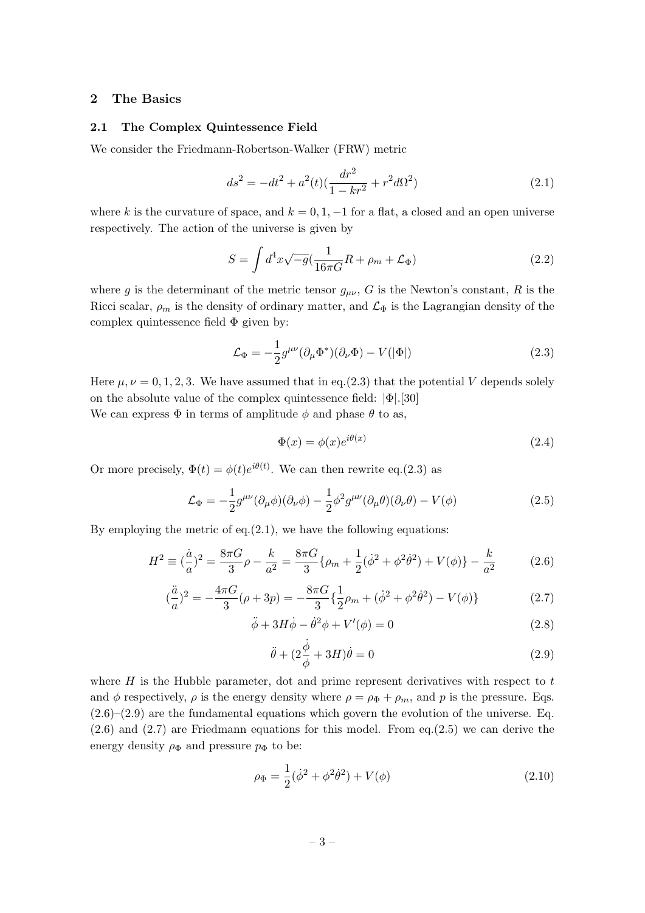## 2 The Basics

### 2.1 The Complex Quintessence Field

We consider the Friedmann-Robertson-Walker (FRW) metric

$$ds^2 = -dt^2 + a^2(t)(\frac{dr^2}{1-kr^2} + r^2 d\Omega^2) \tag{2.1}$$

where $k$ is the curvature of space, and $k = 0, 1, -1$ for a flat, a closed and an open universe respectively. The action of the universe is given by

$$S = \int d^4x\sqrt{-g}(\frac{1}{16\pi G}R + \rho_m + \mathcal{L}_\Phi) \tag{2.2}$$

where $g$ is the determinant of the metric tensor $g_{\mu\nu}$, $G$ is the Newton's constant, $R$ is the Ricci scalar, $\rho_m$ is the density of ordinary matter, and $\mathcal{L}_\Phi$ is the Lagrangian density of the complex quintessence field $\Phi$ given by:

$$\mathcal{L}_\Phi = -\frac{1}{2}g^{\mu\nu}(\partial_\mu \Phi^*)(\partial_\nu \Phi) - V(|\Phi|) \tag{2.3}$$

Here $\mu, \nu = 0, 1, 2, 3$. We have assumed that in eq.(2.3) that the potential $V$ depends solely on the absolute value of the complex quintessence field: $|\Phi|$.[30]
We can express $\Phi$ in terms of amplitude $\phi$ and phase $\theta$ to as,

$$\Phi(x) = \phi(x)e^{i\theta(x)} \tag{2.4}$$

Or more precisely, $\Phi(t) = \phi(t)e^{i\theta(t)}$. We can then rewrite eq.(2.3) as

$$\mathcal{L}_\Phi = -\frac{1}{2}g^{\mu\nu}(\partial_\mu \phi)(\partial_\nu \phi) - \frac{1}{2}\phi^2 g^{\mu\nu}(\partial_\mu \theta)(\partial_\nu \theta) - V(\phi) \tag{2.5}$$

By employing the metric of eq.(2.1), we have the following equations:

$$H^2 \equiv (\frac{\dot{a}}{a})^2 = \frac{8\pi G}{3}\rho - \frac{k}{a^2} = \frac{8\pi G}{3}\{\rho_m + \frac{1}{2}(\dot{\phi}^2 + \phi^2\dot{\theta}^2) + V(\phi)\} - \frac{k}{a^2} \tag{2.6}$$

$$(\frac{\ddot{a}}{a})^2 = -\frac{4\pi G}{3}(\rho + 3p) = -\frac{8\pi G}{3}\{\frac{1}{2}\rho_m + (\dot{\phi}^2 + \phi^2\dot{\theta}^2) - V(\phi)\} \tag{2.7}$$

$$\ddot{\phi} + 3H\dot{\phi} - \dot{\theta}^2\phi + V'(\phi) = 0 \tag{2.8}$$

$$\ddot{\theta} + (2\frac{\dot{\phi}}{\phi} + 3H)\dot{\theta} = 0 \tag{2.9}$$

where $H$ is the Hubble parameter, dot and prime represent derivatives with respect to $t$ and $\phi$ respectively, $\rho$ is the energy density where $\rho = \rho_\Phi + \rho_m$, and $p$ is the pressure. Eqs. (2.6)–(2.9) are the fundamental equations which govern the evolution of the universe. Eq. (2.6) and (2.7) are Friedmann equations for this model. From eq.(2.5) we can derive the energy density $\rho_\Phi$ and pressure $p_\Phi$ to be:

$$\rho_\Phi = \frac{1}{2}(\dot{\phi}^2 + \phi^2\dot{\theta}^2) + V(\phi) \tag{2.10}$$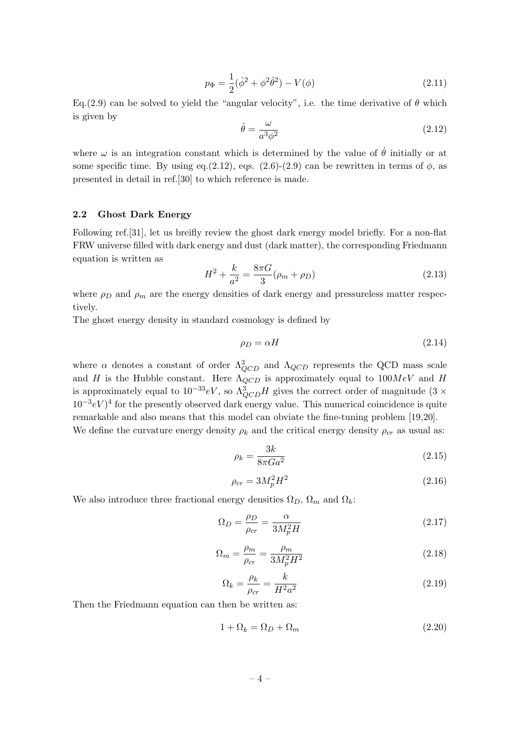$$p_\Phi = \frac{1}{2}(\dot{\phi}^2 + \phi^2\dot{\theta}^2) - V(\phi) \tag{2.11}$$

Eq.(2.9) can be solved to yield the "angular velocity", i.e. the time derivative of $\theta$ which is given by

$$\dot{\theta} = \frac{\omega}{a^3\phi^2} \tag{2.12}$$

where $\omega$ is an integration constant which is determined by the value of $\dot{\theta}$ initially or at some specific time. By using eq.(2.12), eqs. (2.6)-(2.9) can be rewritten in terms of $\phi$, as presented in detail in ref.[30] to which reference is made.

### 2.2 Ghost Dark Energy

Following ref.[31], let us breifly review the ghost dark energy model briefly. For a non-flat FRW universe filled with dark energy and dust (dark matter), the corresponding Friedmann equation is written as

$$H^2 + \frac{k}{a^2} = \frac{8\pi G}{3}(\rho_m + \rho_D) \tag{2.13}$$

where $\rho_D$ and $\rho_m$ are the energy densities of dark energy and pressureless matter respectively.

The ghost energy density in standard cosmology is defined by

$$\rho_D = \alpha H \tag{2.14}$$

where $\alpha$ denotes a constant of order $\Lambda_{QCD}^3$ and $\Lambda_{QCD}$ represents the QCD mass scale and $H$ is the Hubble constant. Here $\Lambda_{QCD}$ is approximately equal to $100MeV$ and $H$ is approximately equal to $10^{-33}eV$, so $\Lambda_{QCD}^3 H$ gives the correct order of magnitude $(3 \times 10^{-3}eV)^4$ for the presently observed dark energy value. This numerical coincidence is quite remarkable and also means that this model can obviate the fine-tuning problem [19,20].

We define the curvature energy density $\rho_k$ and the critical energy density $\rho_{cr}$ as usual as:

$$\rho_k = \frac{3k}{8\pi G a^2} \tag{2.15}$$

$$\rho_{cr} = 3M_p^2 H^2 \tag{2.16}$$

We also introduce three fractional energy densities $\Omega_D$, $\Omega_m$ and $\Omega_k$:

$$\Omega_D = \frac{\rho_D}{\rho_{cr}} = \frac{\alpha}{3M_p^2 H} \tag{2.17}$$

$$\Omega_m = \frac{\rho_m}{\rho_{cr}} = \frac{\rho_m}{3M_p^2 H^2} \tag{2.18}$$

$$\Omega_k = \frac{\rho_k}{\rho_{cr}} = \frac{k}{H^2 a^2} \tag{2.19}$$

Then the Friedmann equation can then be written as:

$$1 + \Omega_k = \Omega_D + \Omega_m \tag{2.20}$$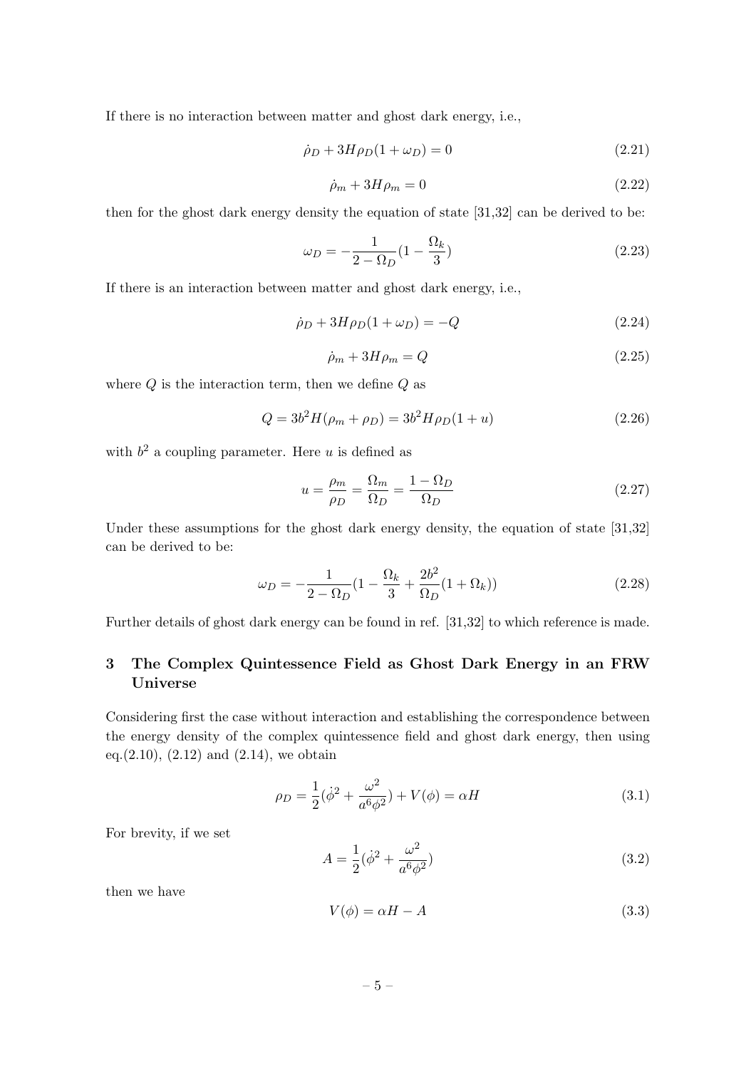If there is no interaction between matter and ghost dark energy, i.e.,

$$\dot{\rho}_D + 3H\rho_D(1+\omega_D) = 0 \tag{2.21}$$

$$\dot{\rho}_m + 3H\rho_m = 0 \tag{2.22}$$

then for the ghost dark energy density the equation of state [31,32] can be derived to be:

$$\omega_D = -\frac{1}{2-\Omega_D}(1-\frac{\Omega_k}{3}) \tag{2.23}$$

If there is an interaction between matter and ghost dark energy, i.e.,

$$\dot{\rho}_D + 3H\rho_D(1+\omega_D) = -Q \tag{2.24}$$

$$\dot{\rho}_m + 3H\rho_m = Q \tag{2.25}$$

where $Q$ is the interaction term, then we define $Q$ as

$$Q = 3b^2H(\rho_m + \rho_D) = 3b^2H\rho_D(1+u) \tag{2.26}$$

with $b^2$ a coupling parameter. Here $u$ is defined as

$$u = \frac{\rho_m}{\rho_D} = \frac{\Omega_m}{\Omega_D} = \frac{1-\Omega_D}{\Omega_D} \tag{2.27}$$

Under these assumptions for the ghost dark energy density, the equation of state [31,32] can be derived to be:

$$\omega_D = -\frac{1}{2-\Omega_D}(1-\frac{\Omega_k}{3}+\frac{2b^2}{\Omega_D}(1+\Omega_k)) \tag{2.28}$$

Further details of ghost dark energy can be found in ref. [31,32] to which reference is made.

## 3 The Complex Quintessence Field as Ghost Dark Energy in an FRW Universe

Considering first the case without interaction and establishing the correspondence between the energy density of the complex quintessence field and ghost dark energy, then using eq.(2.10), (2.12) and (2.14), we obtain

$$\rho_D = \frac{1}{2}(\dot{\phi}^2 + \frac{\omega^2}{a^6\phi^2}) + V(\phi) = \alpha H \tag{3.1}$$

For brevity, if we set

$$A = \frac{1}{2}(\dot{\phi}^2 + \frac{\omega^2}{a^6\phi^2}) \tag{3.2}$$

then we have

$$V(\phi) = \alpha H - A \tag{3.3}$$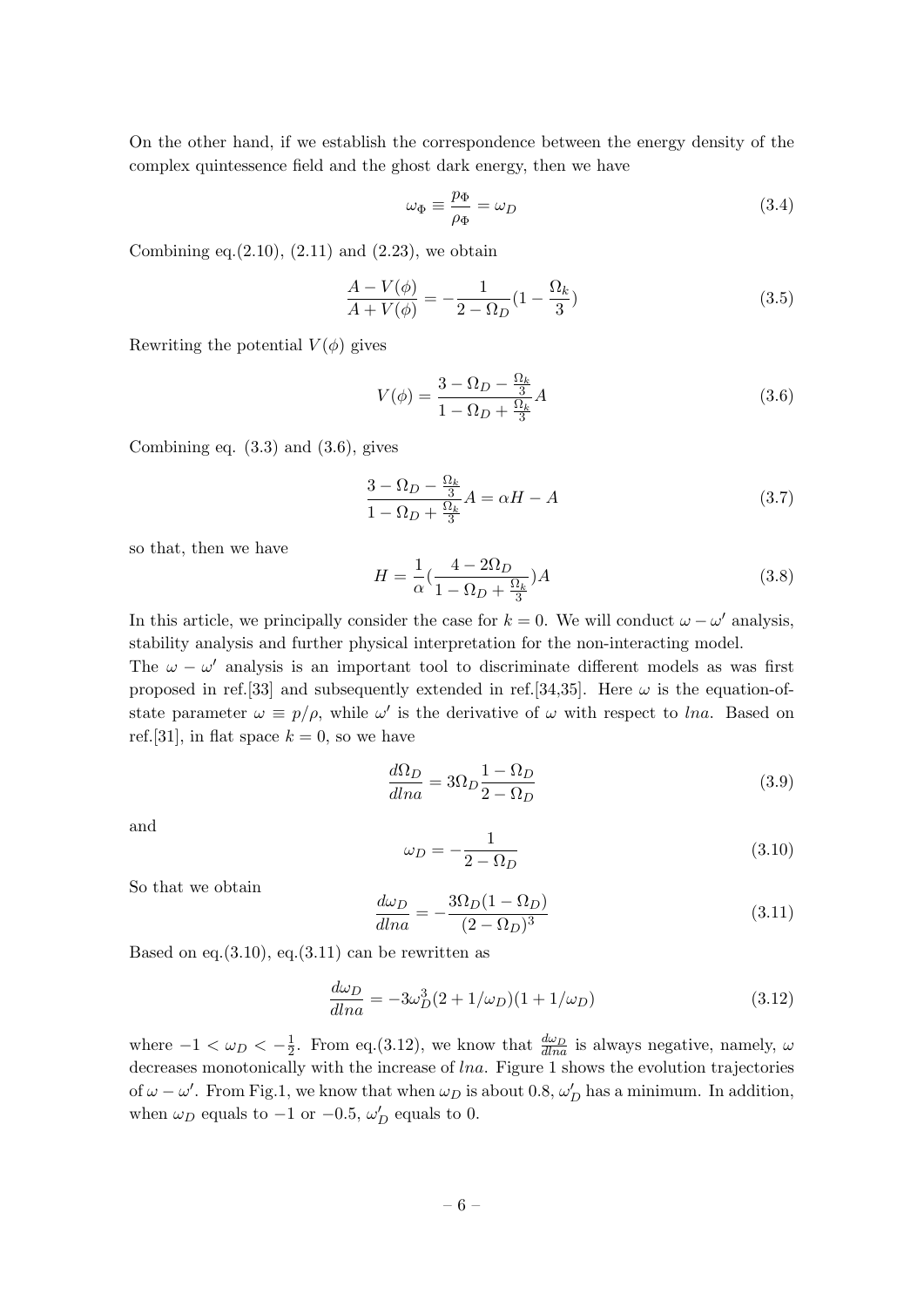On the other hand, if we establish the correspondence between the energy density of the complex quintessence field and the ghost dark energy, then we have

$$\omega_\Phi \equiv \frac{p_\Phi}{\rho_\Phi} = \omega_D \tag{3.4}$$

Combining eq.(2.10), (2.11) and (2.23), we obtain

$$\frac{A - V(\phi)}{A + V(\phi)} = -\frac{1}{2-\Omega_D}(1 - \frac{\Omega_k}{3}) \tag{3.5}$$

Rewriting the potential $V(\phi)$ gives

$$V(\phi) = \frac{3 - \Omega_D - \frac{\Omega_k}{3}}{1 - \Omega_D + \frac{\Omega_k}{3}} A \tag{3.6}$$

Combining eq. (3.3) and (3.6), gives

$$\frac{3 - \Omega_D - \frac{\Omega_k}{3}}{1 - \Omega_D + \frac{\Omega_k}{3}} A = \alpha H - A \tag{3.7}$$

so that, then we have

$$H = \frac{1}{\alpha}(\frac{4 - 2\Omega_D}{1 - \Omega_D + \frac{\Omega_k}{3}})A \tag{3.8}$$

In this article, we principally consider the case for $k = 0$. We will conduct $\omega - \omega'$ analysis, stability analysis and further physical interpretation for the non-interacting model.
The $\omega - \omega'$ analysis is an important tool to discriminate different models as was first proposed in ref.[33] and subsequently extended in ref.[34,35]. Here $\omega$ is the equation-of-state parameter $\omega \equiv p/\rho$, while $\omega'$ is the derivative of $\omega$ with respect to $lna$. Based on ref.[31], in flat space $k = 0$, so we have

$$\frac{d\Omega_D}{dlna} = 3\Omega_D \frac{1 - \Omega_D}{2 - \Omega_D} \tag{3.9}$$

and

$$\omega_D = -\frac{1}{2 - \Omega_D} \tag{3.10}$$

So that we obtain

$$\frac{d\omega_D}{dlna} = -\frac{3\Omega_D(1 - \Omega_D)}{(2 - \Omega_D)^3} \tag{3.11}$$

Based on eq.(3.10), eq.(3.11) can be rewritten as

$$\frac{d\omega_D}{dlna} = -3\omega_D^3(2 + 1/\omega_D)(1 + 1/\omega_D) \tag{3.12}$$

where $-1 < \omega_D < -\frac{1}{2}$. From eq.(3.12), we know that $\frac{d\omega_D}{dlna}$ is always negative, namely, $\omega$ decreases monotonically with the increase of $lna$. Figure 1 shows the evolution trajectories of $\omega - \omega'$. From Fig.1, we know that when $\omega_D$ is about 0.8, $\omega'_D$ has a minimum. In addition, when $\omega_D$ equals to $-1$ or $-0.5$, $\omega'_D$ equals to 0.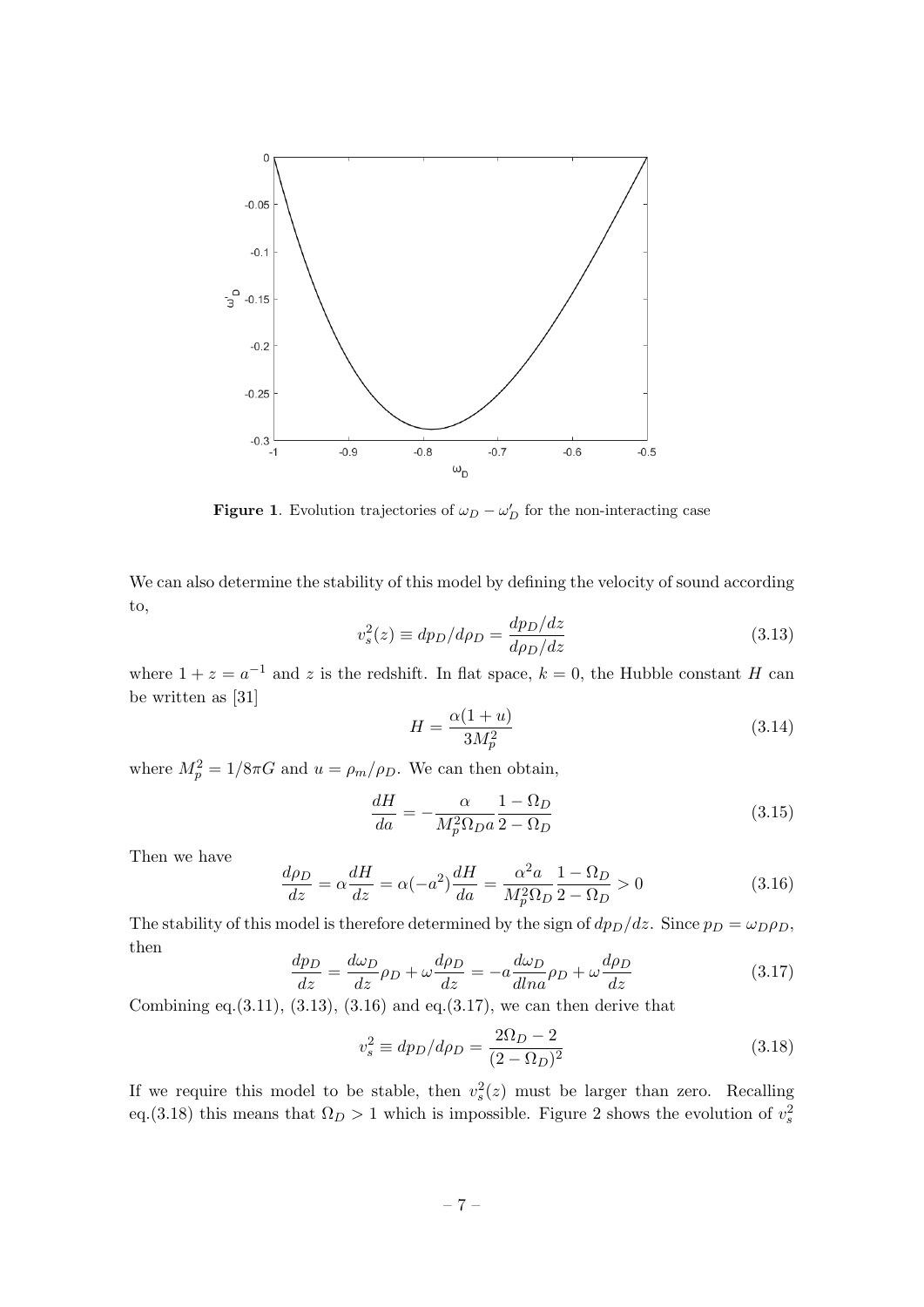**Figure 1**. Evolution trajectories of $\omega_D - \omega'_D$ for the non-interacting case

We can also determine the stability of this model by defining the velocity of sound according to,

$$v_s^2(z) \equiv dp_D/d\rho_D = \frac{dp_D/dz}{d\rho_D/dz} \tag{3.13}$$

where $1 + z = a^{-1}$ and $z$ is the redshift. In flat space, $k = 0$, the Hubble constant $H$ can be written as [31]

$$H = \frac{\alpha(1+u)}{3M_p^2} \tag{3.14}$$

where $M_p^2 = 1/8\pi G$ and $u = \rho_m/\rho_D$. We can then obtain,

$$\frac{dH}{da} = -\frac{\alpha}{M_p^2 \Omega_D a} \frac{1 - \Omega_D}{2 - \Omega_D} \tag{3.15}$$

Then we have

$$\frac{d\rho_D}{dz} = \alpha \frac{dH}{dz} = \alpha(-a^2)\frac{dH}{da} = \frac{\alpha^2 a}{M_p^2 \Omega_D} \frac{1 - \Omega_D}{2 - \Omega_D} > 0 \tag{3.16}$$

The stability of this model is therefore determined by the sign of $dp_D/dz$. Since $p_D = \omega_D \rho_D$, then

$$\frac{dp_D}{dz} = \frac{d\omega_D}{dz}\rho_D + \omega \frac{d\rho_D}{dz} = -a\frac{d\omega_D}{dlna}\rho_D + \omega \frac{d\rho_D}{dz} \tag{3.17}$$

Combining eq.(3.11), (3.13), (3.16) and eq.(3.17), we can then derive that

$$v_s^2 \equiv dp_D/d\rho_D = \frac{2\Omega_D - 2}{(2 - \Omega_D)^2} \tag{3.18}$$

If we require this model to be stable, then $v_s^2(z)$ must be larger than zero. Recalling eq.(3.18) this means that $\Omega_D > 1$ which is impossible. Figure 2 shows the evolution of $v_s^2$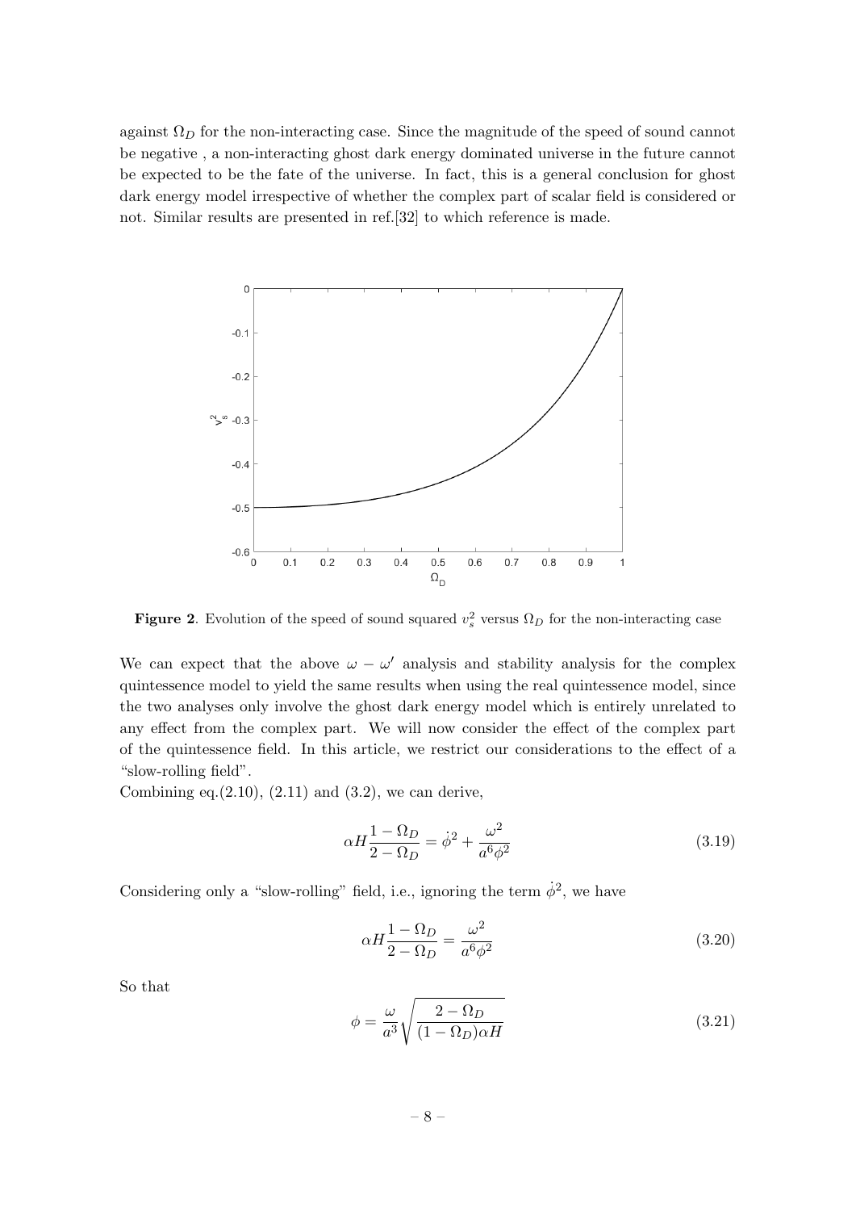against $\Omega_D$ for the non-interacting case. Since the magnitude of the speed of sound cannot be negative , a non-interacting ghost dark energy dominated universe in the future cannot be expected to be the fate of the universe. In fact, this is a general conclusion for ghost dark energy model irrespective of whether the complex part of scalar field is considered or not. Similar results are presented in ref.[32] to which reference is made.

**Figure 2**. Evolution of the speed of sound squared $v_s^2$ versus $\Omega_D$ for the non-interacting case

We can expect that the above $\omega - \omega'$ analysis and stability analysis for the complex quintessence model to yield the same results when using the real quintessence model, since the two analyses only involve the ghost dark energy model which is entirely unrelated to any effect from the complex part. We will now consider the effect of the complex part of the quintessence field. In this article, we restrict our considerations to the effect of a "slow-rolling field".

Combining eq.(2.10), (2.11) and (3.2), we can derive,

$$\alpha H \frac{1 - \Omega_D}{2 - \Omega_D} = \dot{\phi}^2 + \frac{\omega^2}{a^6 \phi^2} \tag{3.19}$$

Considering only a "slow-rolling" field, i.e., ignoring the term $\dot{\phi}^2$, we have

$$\alpha H \frac{1 - \Omega_D}{2 - \Omega_D} = \frac{\omega^2}{a^6 \phi^2} \tag{3.20}$$

So that

$$\phi = \frac{\omega}{a^3} \sqrt{\frac{2 - \Omega_D}{(1 - \Omega_D)\alpha H}} \tag{3.21}$$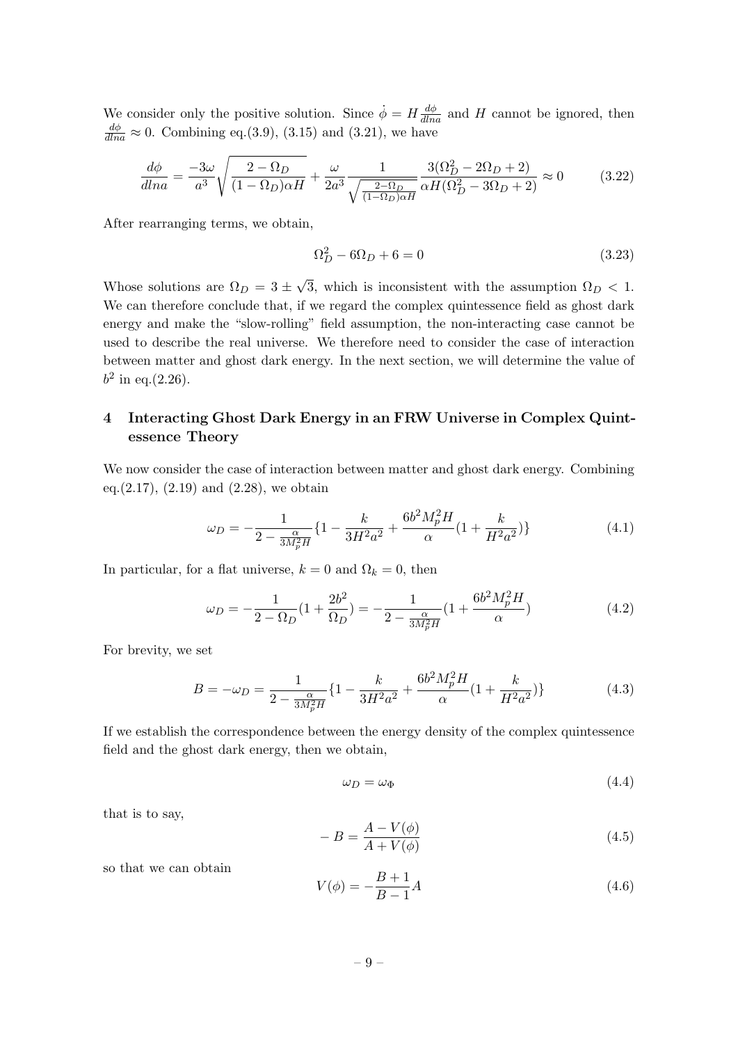We consider only the positive solution. Since $\dot{\phi} = H\frac{d\phi}{dlna}$ and $H$ cannot be ignored, then $\frac{d\phi}{dlna} \approx 0$. Combining eq.(3.9), (3.15) and (3.21), we have

$$\frac{d\phi}{dlna} = \frac{-3\omega}{a^3}\sqrt{\frac{2-\Omega_D}{(1-\Omega_D)\alpha H}} + \frac{\omega}{2a^3}\frac{1}{\sqrt{\frac{2-\Omega_D}{(1-\Omega_D)\alpha H}}}\frac{3(\Omega_D^2 - 2\Omega_D + 2)}{\alpha H(\Omega_D^2 - 3\Omega_D + 2)} \approx 0 \tag{3.22}$$

After rearranging terms, we obtain,

$$\Omega_D^2 - 6\Omega_D + 6 = 0 \tag{3.23}$$

Whose solutions are $\Omega_D = 3 \pm \sqrt{3}$, which is inconsistent with the assumption $\Omega_D < 1$. We can therefore conclude that, if we regard the complex quintessence field as ghost dark energy and make the "slow-rolling" field assumption, the non-interacting case cannot be used to describe the real universe. We therefore need to consider the case of interaction between matter and ghost dark energy. In the next section, we will determine the value of $b^2$ in eq.(2.26).

## 4 Interacting Ghost Dark Energy in an FRW Universe in Complex Quintessence Theory

We now consider the case of interaction between matter and ghost dark energy. Combining eq.(2.17), (2.19) and (2.28), we obtain

$$\omega_D = -\frac{1}{2 - \frac{\alpha}{3M_p^2 H}}\{1 - \frac{k}{3H^2a^2} + \frac{6b^2M_p^2H}{\alpha}(1 + \frac{k}{H^2a^2})\} \tag{4.1}$$

In particular, for a flat universe, $k = 0$ and $\Omega_k = 0$, then

$$\omega_D = -\frac{1}{2-\Omega_D}(1 + \frac{2b^2}{\Omega_D}) = -\frac{1}{2 - \frac{\alpha}{3M_p^2 H}}(1 + \frac{6b^2M_p^2H}{\alpha}) \tag{4.2}$$

For brevity, we set

$$B = -\omega_D = \frac{1}{2 - \frac{\alpha}{3M_p^2 H}}\{1 - \frac{k}{3H^2a^2} + \frac{6b^2M_p^2H}{\alpha}(1 + \frac{k}{H^2a^2})\} \tag{4.3}$$

If we establish the correspondence between the energy density of the complex quintessence field and the ghost dark energy, then we obtain,

$$\omega_D = \omega_\Phi \tag{4.4}$$

that is to say,

$$-B = \frac{A - V(\phi)}{A + V(\phi)} \tag{4.5}$$

so that we can obtain

$$V(\phi) = -\frac{B+1}{B-1}A \tag{4.6}$$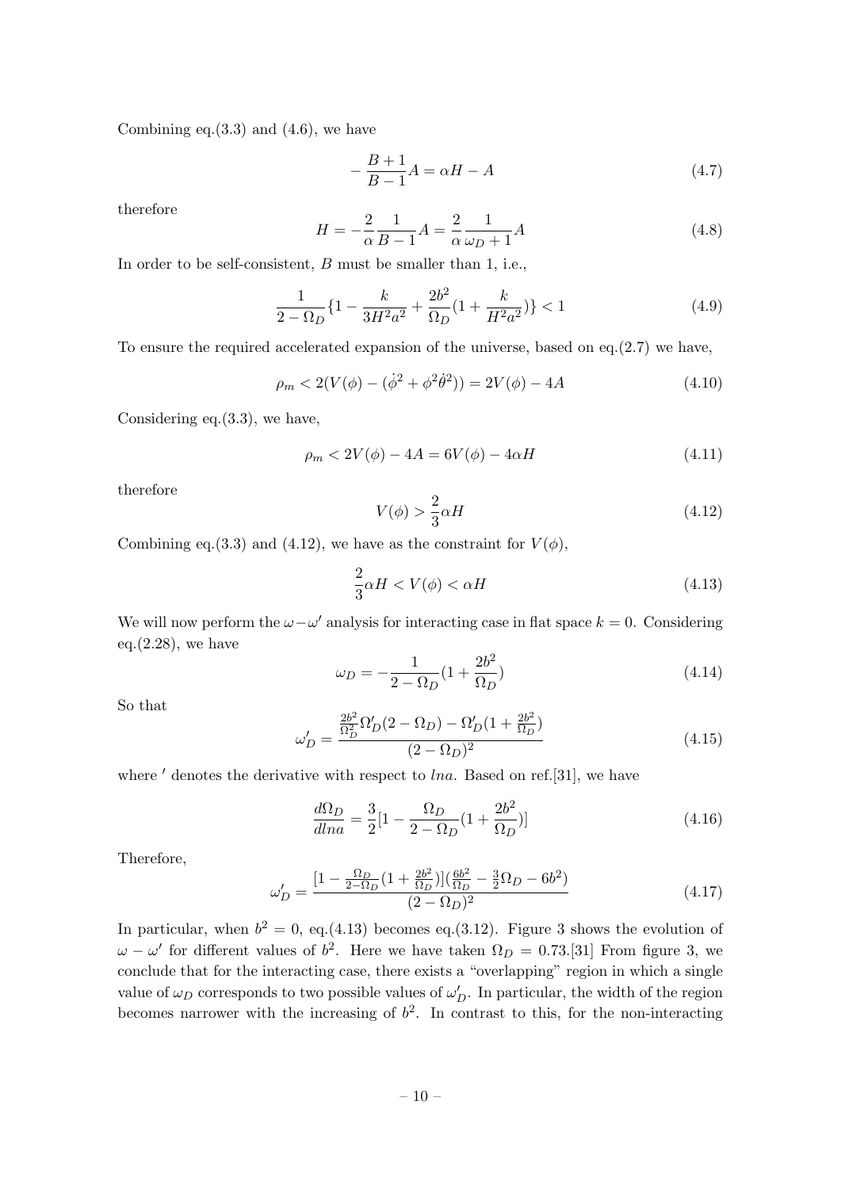Combining eq.(3.3) and (4.6), we have

$$-\frac{B+1}{B-1}A = \alpha H - A \tag{4.7}$$

therefore

$$H = -\frac{2}{\alpha}\frac{1}{B-1}A = \frac{2}{\alpha}\frac{1}{\omega_D+1}A \tag{4.8}$$

In order to be self-consistent, $B$ must be smaller than 1, i.e.,

$$\frac{1}{2-\Omega_D}\{1 - \frac{k}{3H^2a^2} + \frac{2b^2}{\Omega_D}(1 + \frac{k}{H^2a^2})\} < 1 \tag{4.9}$$

To ensure the required accelerated expansion of the universe, based on eq.(2.7) we have,

$$\rho_m < 2(V(\phi) - (\dot{\phi}^2 + \phi^2\dot{\theta}^2)) = 2V(\phi) - 4A \tag{4.10}$$

Considering eq.(3.3), we have,

$$\rho_m < 2V(\phi) - 4A = 6V(\phi) - 4\alpha H \tag{4.11}$$

therefore

$$V(\phi) > \frac{2}{3}\alpha H \tag{4.12}$$

Combining eq.(3.3) and (4.12), we have as the constraint for $V(\phi)$,

$$\frac{2}{3}\alpha H < V(\phi) < \alpha H \tag{4.13}$$

We will now perform the $\omega - \omega'$ analysis for interacting case in flat space $k = 0$. Considering eq.(2.28), we have

$$\omega_D = -\frac{1}{2-\Omega_D}(1 + \frac{2b^2}{\Omega_D}) \tag{4.14}$$

So that

$$\omega_D' = \frac{\frac{2b^2}{\Omega_D^2}\Omega_D'(2-\Omega_D) - \Omega_D'(1+\frac{2b^2}{\Omega_D})}{(2-\Omega_D)^2} \tag{4.15}$$

where $'$ denotes the derivative with respect to $lna$. Based on ref.[31], we have

$$\frac{d\Omega_D}{dlna} = \frac{3}{2}[1 - \frac{\Omega_D}{2-\Omega_D}(1+\frac{2b^2}{\Omega_D})] \tag{4.16}$$

Therefore,

$$\omega_D' = \frac{[1 - \frac{\Omega_D}{2-\Omega_D}(1+\frac{2b^2}{\Omega_D})](\frac{6b^2}{\Omega_D} - \frac{3}{2}\Omega_D - 6b^2)}{(2-\Omega_D)^2} \tag{4.17}$$

In particular, when $b^2 = 0$, eq.(4.13) becomes eq.(3.12). Figure 3 shows the evolution of $\omega - \omega'$ for different values of $b^2$. Here we have taken $\Omega_D = 0.73$.[31] From figure 3, we conclude that for the interacting case, there exists a "overlapping" region in which a single value of $\omega_D$ corresponds to two possible values of $\omega_D'$. In particular, the width of the region becomes narrower with the increasing of $b^2$. In contrast to this, for the non-interacting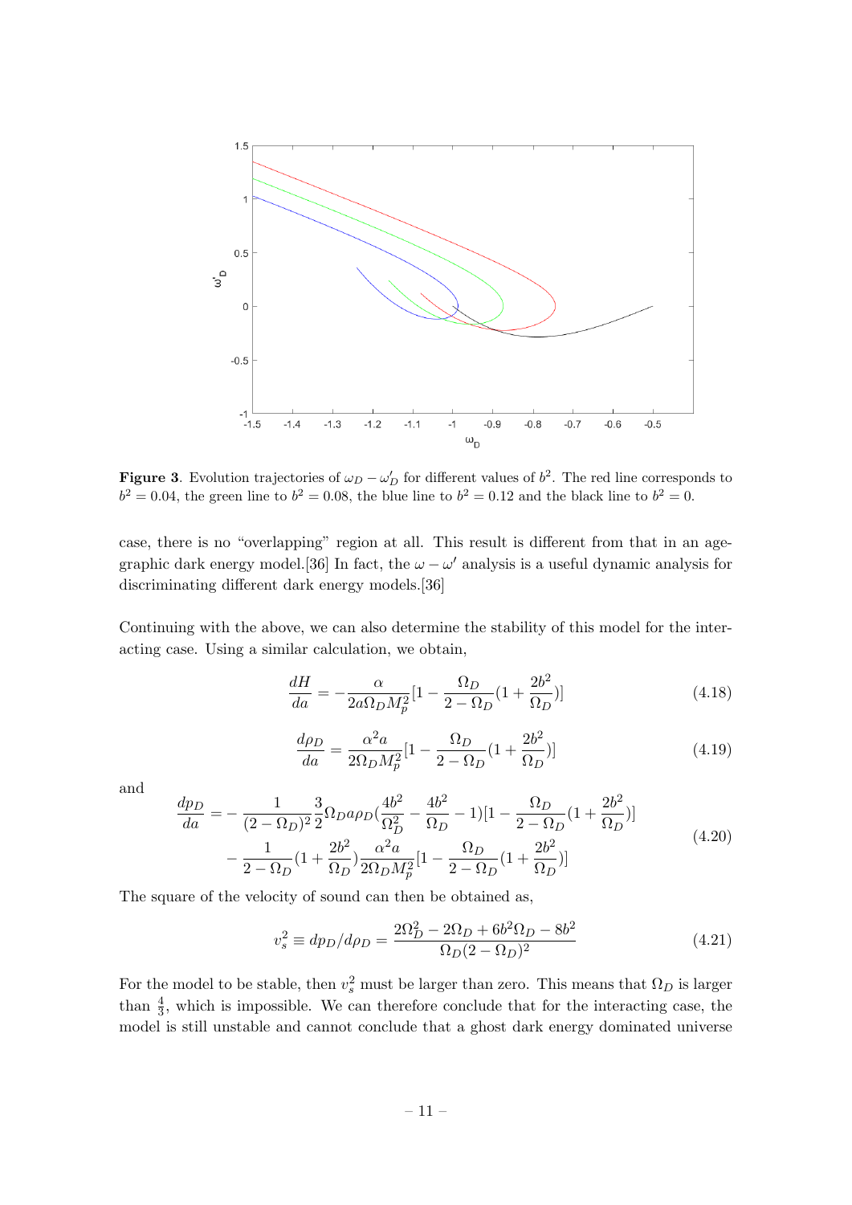**Figure 3**. Evolution trajectories of $\omega_D - \omega'_D$ for different values of $b^2$. The red line corresponds to $b^2 = 0.04$, the green line to $b^2 = 0.08$, the blue line to $b^2 = 0.12$ and the black line to $b^2 = 0$.

case, there is no "overlapping" region at all. This result is different from that in an agegraphic dark energy model.[36] In fact, the $\omega - \omega'$ analysis is a useful dynamic analysis for discriminating different dark energy models.[36]

Continuing with the above, we can also determine the stability of this model for the interacting case. Using a similar calculation, we obtain,

$$\frac{dH}{da} = -\frac{\alpha}{2a\Omega_D M_p^2}[1 - \frac{\Omega_D}{2-\Omega_D}(1+\frac{2b^2}{\Omega_D})] \tag{4.18}$$

$$\frac{d\rho_D}{da} = \frac{\alpha^2 a}{2\Omega_D M_p^2}[1 - \frac{\Omega_D}{2-\Omega_D}(1+\frac{2b^2}{\Omega_D})] \tag{4.19}$$

and

$$\begin{aligned}\frac{dp_D}{da} =& -\frac{1}{(2-\Omega_D)^2}\frac{3}{2}\Omega_D a\rho_D(\frac{4b^2}{\Omega_D^2} - \frac{4b^2}{\Omega_D} - 1)[1 - \frac{\Omega_D}{2-\Omega_D}(1+\frac{2b^2}{\Omega_D})] \\ & -\frac{1}{2-\Omega_D}(1+\frac{2b^2}{\Omega_D})\frac{\alpha^2 a}{2\Omega_D M_p^2}[1 - \frac{\Omega_D}{2-\Omega_D}(1+\frac{2b^2}{\Omega_D})]\end{aligned} \tag{4.20}$$

The square of the velocity of sound can then be obtained as,

$$v_s^2 \equiv dp_D/d\rho_D = \frac{2\Omega_D^2 - 2\Omega_D + 6b^2\Omega_D - 8b^2}{\Omega_D(2-\Omega_D)^2} \tag{4.21}$$

For the model to be stable, then $v_s^2$ must be larger than zero. This means that $\Omega_D$ is larger than $\frac{4}{3}$, which is impossible. We can therefore conclude that for the interacting case, the model is still unstable and cannot conclude that a ghost dark energy dominated universe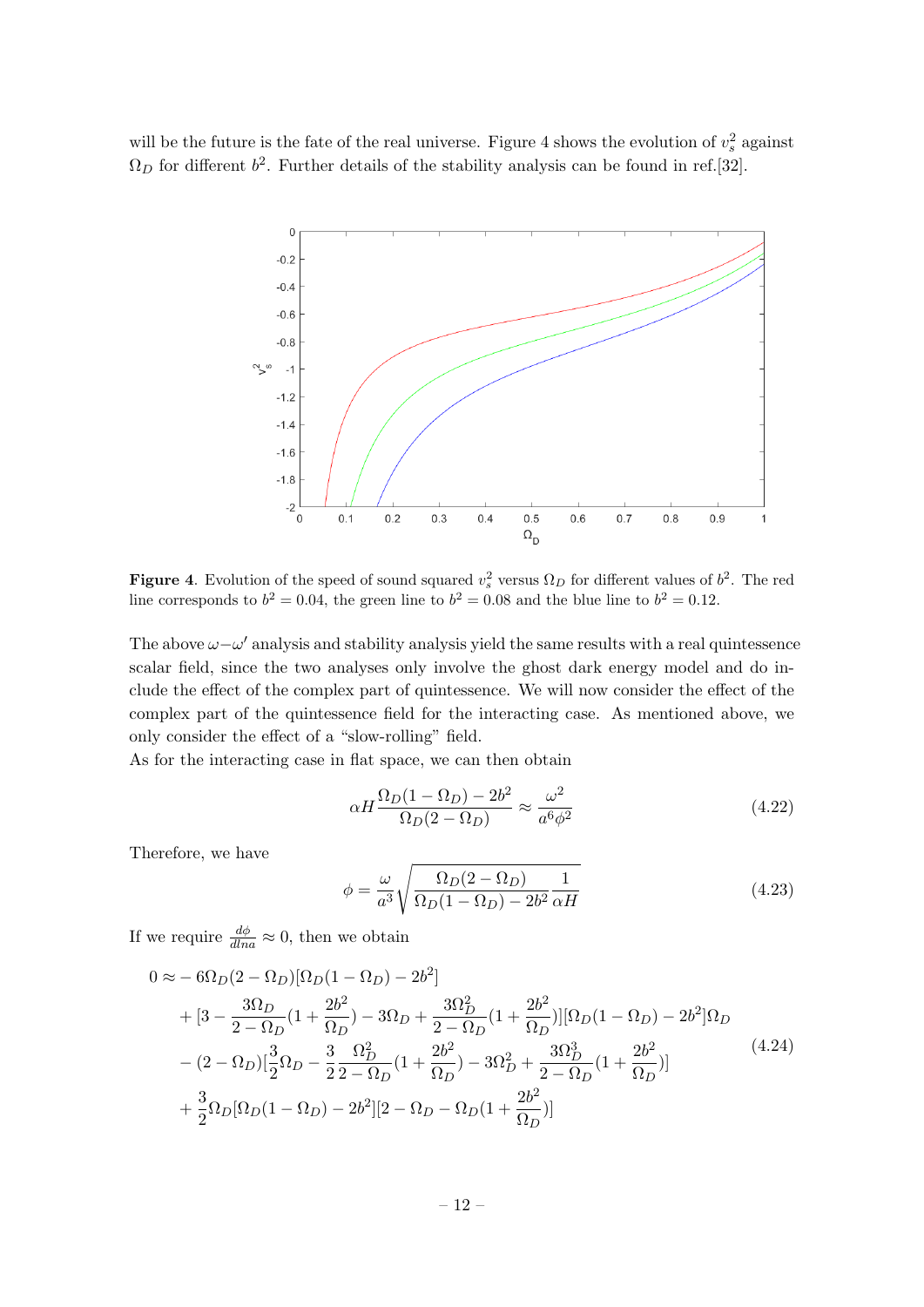will be the future is the fate of the real universe. Figure 4 shows the evolution of $v_s^2$ against $\Omega_D$ for different $b^2$. Further details of the stability analysis can be found in ref.[32].

**Figure 4**. Evolution of the speed of sound squared $v_s^2$ versus $\Omega_D$ for different values of $b^2$. The red line corresponds to $b^2 = 0.04$, the green line to $b^2 = 0.08$ and the blue line to $b^2 = 0.12$.

The above $\omega$−$\omega'$ analysis and stability analysis yield the same results with a real quintessence scalar field, since the two analyses only involve the ghost dark energy model and do include the effect of the complex part of quintessence. We will now consider the effect of the complex part of the quintessence field for the interacting case. As mentioned above, we only consider the effect of a "slow-rolling" field.

As for the interacting case in flat space, we can then obtain

$$\alpha H \frac{\Omega_D(1-\Omega_D) - 2b^2}{\Omega_D(2-\Omega_D)} \approx \frac{\omega^2}{a^6 \phi^2} \tag{4.22}$$

Therefore, we have

$$\phi = \frac{\omega}{a^3} \sqrt{\frac{\Omega_D(2-\Omega_D)}{\Omega_D(1-\Omega_D) - 2b^2} \frac{1}{\alpha H}} \tag{4.23}$$

If we require $\frac{d\phi}{dlna} \approx 0$, then we obtain

$$\begin{aligned}
0 \approx & -6\Omega_D(2-\Omega_D)[\Omega_D(1-\Omega_D) - 2b^2] \\
& + [3 - \frac{3\Omega_D}{2-\Omega_D}(1+\frac{2b^2}{\Omega_D}) - 3\Omega_D + \frac{3\Omega_D^2}{2-\Omega_D}(1+\frac{2b^2}{\Omega_D})][\Omega_D(1-\Omega_D) - 2b^2]\Omega_D \\
& - (2-\Omega_D)[\frac{3}{2}\Omega_D - \frac{3}{2}\frac{\Omega_D^2}{2-\Omega_D}(1+\frac{2b^2}{\Omega_D}) - 3\Omega_D^2 + \frac{3\Omega_D^3}{2-\Omega_D}(1+\frac{2b^2}{\Omega_D})] \\
& + \frac{3}{2}\Omega_D[\Omega_D(1-\Omega_D) - 2b^2][2 - \Omega_D - \Omega_D(1+\frac{2b^2}{\Omega_D})]
\end{aligned} \tag{4.24}$$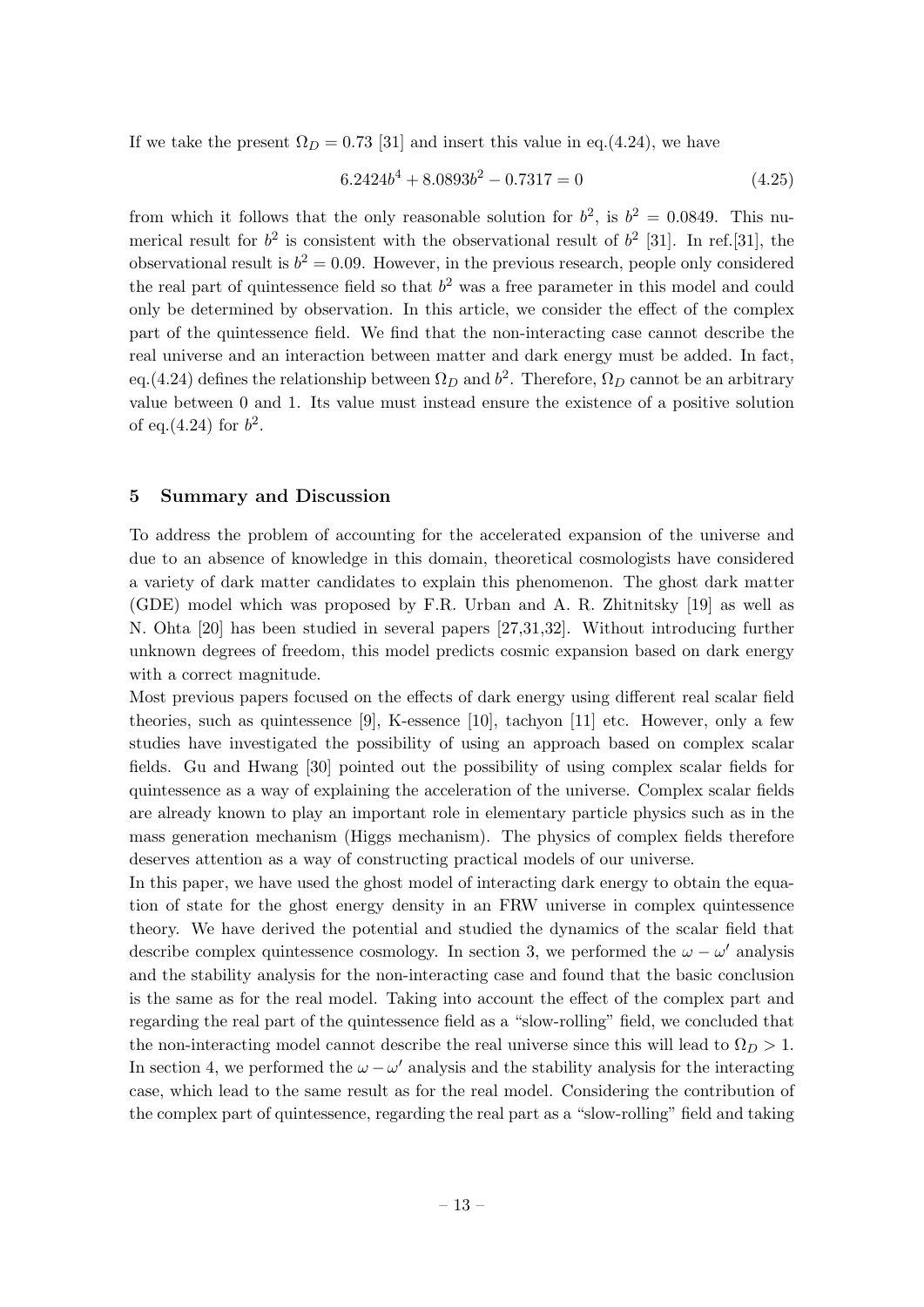If we take the present $\Omega_D = 0.73$ [31] and insert this value in eq.(4.24), we have

$$6.2424b^4 + 8.0893b^2 - 0.7317 = 0 \tag{4.25}$$

from which it follows that the only reasonable solution for $b^2$, is $b^2 = 0.0849$. This numerical result for $b^2$ is consistent with the observational result of $b^2$ [31]. In ref.[31], the observational result is $b^2 = 0.09$. However, in the previous research, people only considered the real part of quintessence field so that $b^2$ was a free parameter in this model and could only be determined by observation. In this article, we consider the effect of the complex part of the quintessence field. We find that the non-interacting case cannot describe the real universe and an interaction between matter and dark energy must be added. In fact, eq.(4.24) defines the relationship between $\Omega_D$ and $b^2$. Therefore, $\Omega_D$ cannot be an arbitrary value between 0 and 1. Its value must instead ensure the existence of a positive solution of eq.(4.24) for $b^2$.

## 5 Summary and Discussion

To address the problem of accounting for the accelerated expansion of the universe and due to an absence of knowledge in this domain, theoretical cosmologists have considered a variety of dark matter candidates to explain this phenomenon. The ghost dark matter (GDE) model which was proposed by F.R. Urban and A. R. Zhitnitsky [19] as well as N. Ohta [20] has been studied in several papers [27,31,32]. Without introducing further unknown degrees of freedom, this model predicts cosmic expansion based on dark energy with a correct magnitude.

Most previous papers focused on the effects of dark energy using different real scalar field theories, such as quintessence [9], K-essence [10], tachyon [11] etc. However, only a few studies have investigated the possibility of using an approach based on complex scalar fields. Gu and Hwang [30] pointed out the possibility of using complex scalar fields for quintessence as a way of explaining the acceleration of the universe. Complex scalar fields are already known to play an important role in elementary particle physics such as in the mass generation mechanism (Higgs mechanism). The physics of complex fields therefore deserves attention as a way of constructing practical models of our universe.

In this paper, we have used the ghost model of interacting dark energy to obtain the equation of state for the ghost energy density in an FRW universe in complex quintessence theory. We have derived the potential and studied the dynamics of the scalar field that describe complex quintessence cosmology. In section 3, we performed the $\omega - \omega'$ analysis and the stability analysis for the non-interacting case and found that the basic conclusion is the same as for the real model. Taking into account the effect of the complex part and regarding the real part of the quintessence field as a "slow-rolling" field, we concluded that the non-interacting model cannot describe the real universe since this will lead to $\Omega_D > 1$. In section 4, we performed the $\omega - \omega'$ analysis and the stability analysis for the interacting case, which lead to the same result as for the real model. Considering the contribution of the complex part of quintessence, regarding the real part as a "slow-rolling" field and taking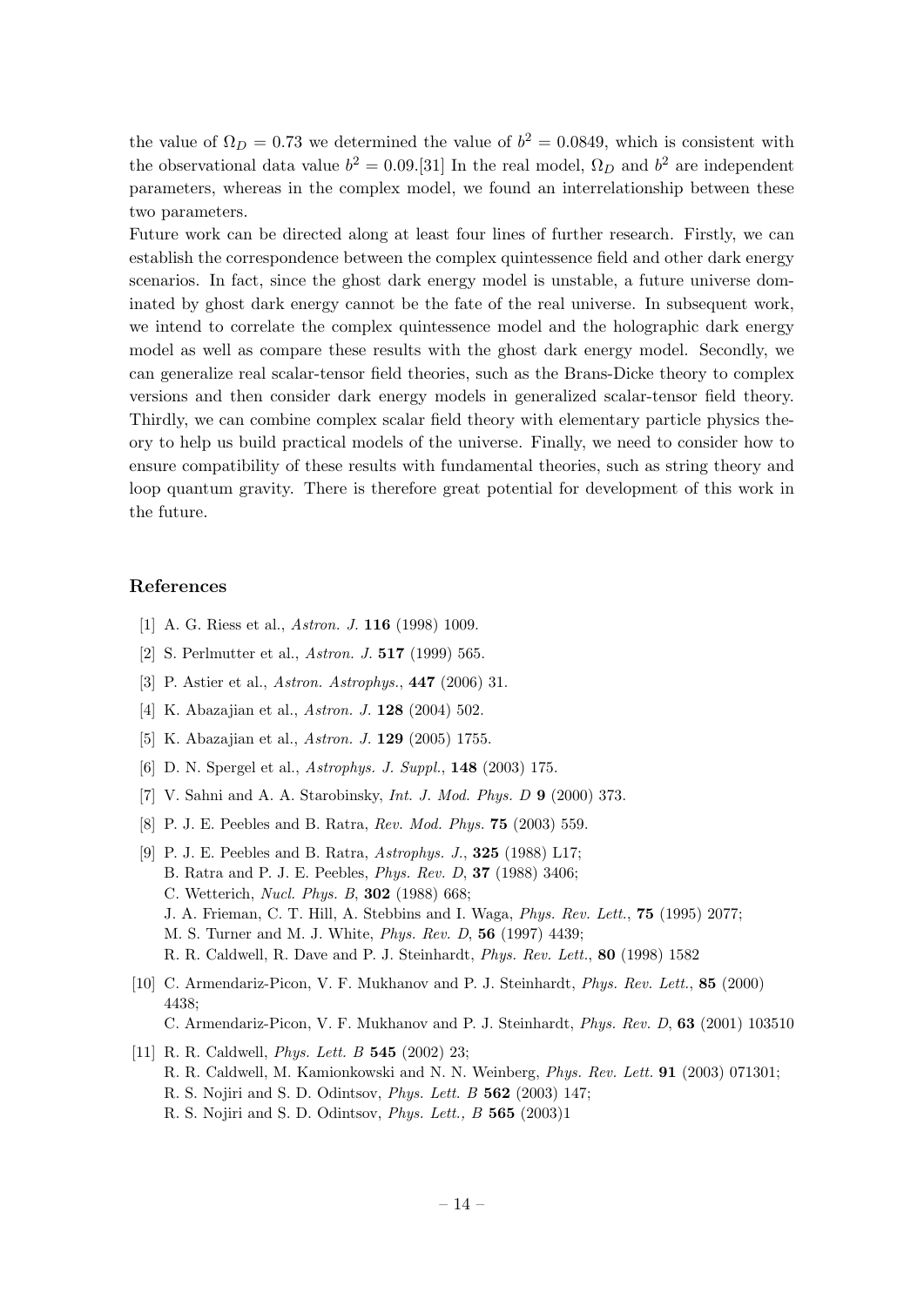the value of $\Omega_D = 0.73$ we determined the value of $b^2 = 0.0849$, which is consistent with the observational data value $b^2 = 0.09$.[31] In the real model, $\Omega_D$ and $b^2$ are independent parameters, whereas in the complex model, we found an interrelationship between these two parameters.

Future work can be directed along at least four lines of further research. Firstly, we can establish the correspondence between the complex quintessence field and other dark energy scenarios. In fact, since the ghost dark energy model is unstable, a future universe dominated by ghost dark energy cannot be the fate of the real universe. In subsequent work, we intend to correlate the complex quintessence model and the holographic dark energy model as well as compare these results with the ghost dark energy model. Secondly, we can generalize real scalar-tensor field theories, such as the Brans-Dicke theory to complex versions and then consider dark energy models in generalized scalar-tensor field theory. Thirdly, we can combine complex scalar field theory with elementary particle physics theory to help us build practical models of the universe. Finally, we need to consider how to ensure compatibility of these results with fundamental theories, such as string theory and loop quantum gravity. There is therefore great potential for development of this work in the future.

## References

[1] A. G. Riess et al., *Astron. J.* **116** (1998) 1009.

[2] S. Perlmutter et al., *Astron. J.* **517** (1999) 565.

[3] P. Astier et al., *Astron. Astrophys.*, **447** (2006) 31.

[4] K. Abazajian et al., *Astron. J.* **128** (2004) 502.

[5] K. Abazajian et al., *Astron. J.* **129** (2005) 1755.

[6] D. N. Spergel et al., *Astrophys. J. Suppl.*, **148** (2003) 175.

[7] V. Sahni and A. A. Starobinsky, *Int. J. Mod. Phys. D* **9** (2000) 373.

[8] P. J. E. Peebles and B. Ratra, *Rev. Mod. Phys.* **75** (2003) 559.

[9] P. J. E. Peebles and B. Ratra, *Astrophys. J.*, **325** (1988) L17;
B. Ratra and P. J. E. Peebles, *Phys. Rev. D*, **37** (1988) 3406;
C. Wetterich, *Nucl. Phys. B*, **302** (1988) 668;
J. A. Frieman, C. T. Hill, A. Stebbins and I. Waga, *Phys. Rev. Lett.*, **75** (1995) 2077;
M. S. Turner and M. J. White, *Phys. Rev. D*, **56** (1997) 4439;
R. R. Caldwell, R. Dave and P. J. Steinhardt, *Phys. Rev. Lett.*, **80** (1998) 1582

[10] C. Armendariz-Picon, V. F. Mukhanov and P. J. Steinhardt, *Phys. Rev. Lett.*, **85** (2000) 4438;
C. Armendariz-Picon, V. F. Mukhanov and P. J. Steinhardt, *Phys. Rev. D*, **63** (2001) 103510

[11] R. R. Caldwell, *Phys. Lett. B* **545** (2002) 23;
R. R. Caldwell, M. Kamionkowski and N. N. Weinberg, *Phys. Rev. Lett.* **91** (2003) 071301;
R. S. Nojiri and S. D. Odintsov, *Phys. Lett. B* **562** (2003) 147;
R. S. Nojiri and S. D. Odintsov, *Phys. Lett., B* **565** (2003)1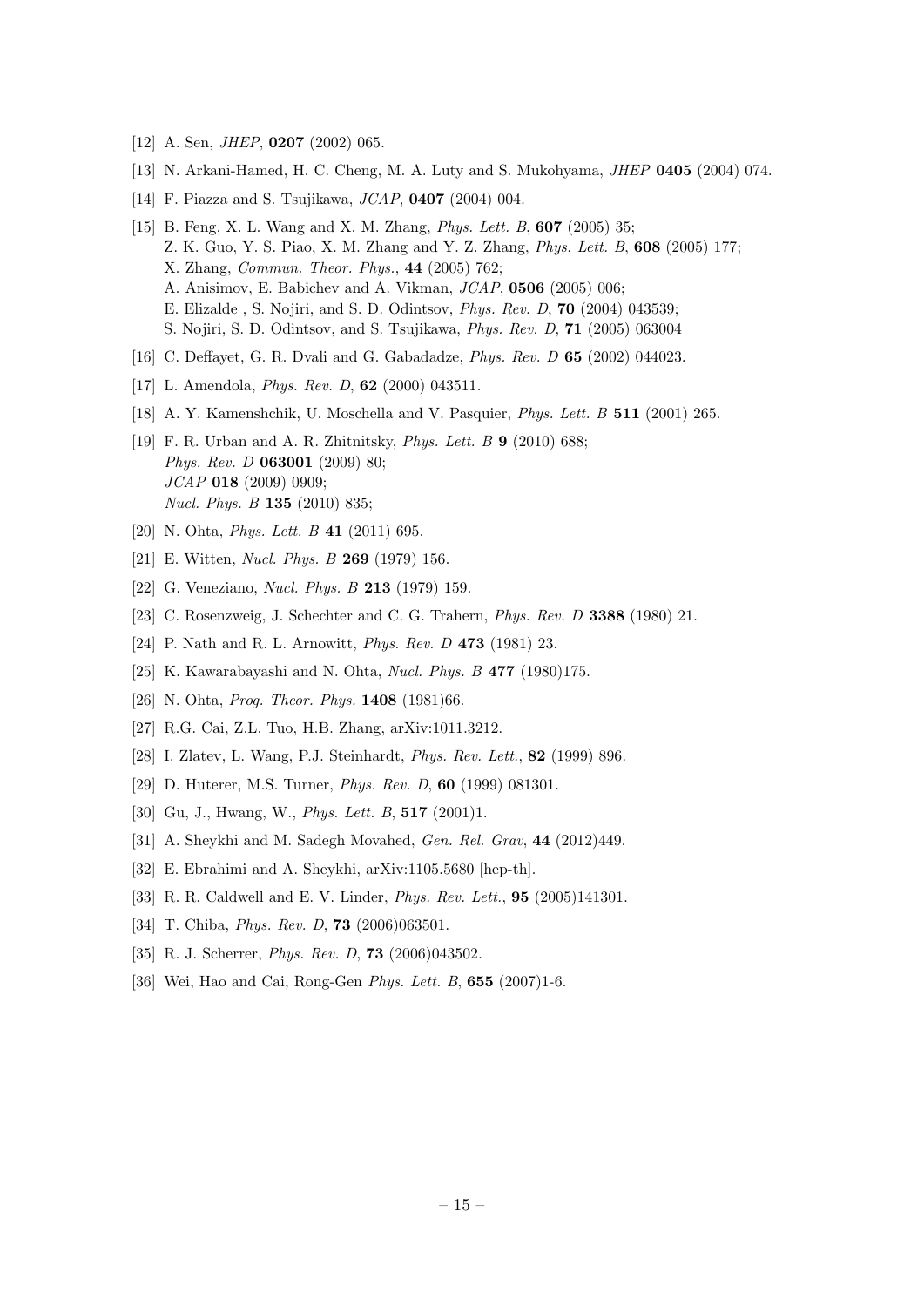[12] A. Sen, *JHEP*, **0207** (2002) 065.

[13] N. Arkani-Hamed, H. C. Cheng, M. A. Luty and S. Mukohyama, *JHEP* **0405** (2004) 074.

[14] F. Piazza and S. Tsujikawa, *JCAP*, **0407** (2004) 004.

[15] B. Feng, X. L. Wang and X. M. Zhang, *Phys. Lett. B*, **607** (2005) 35;
Z. K. Guo, Y. S. Piao, X. M. Zhang and Y. Z. Zhang, *Phys. Lett. B*, **608** (2005) 177;
X. Zhang, *Commun. Theor. Phys.*, **44** (2005) 762;
A. Anisimov, E. Babichev and A. Vikman, *JCAP*, **0506** (2005) 006;
E. Elizalde , S. Nojiri, and S. D. Odintsov, *Phys. Rev. D*, **70** (2004) 043539;
S. Nojiri, S. D. Odintsov, and S. Tsujikawa, *Phys. Rev. D*, **71** (2005) 063004

[16] C. Deffayet, G. R. Dvali and G. Gabadadze, *Phys. Rev. D* **65** (2002) 044023.

[17] L. Amendola, *Phys. Rev. D*, **62** (2000) 043511.

[18] A. Y. Kamenshchik, U. Moschella and V. Pasquier, *Phys. Lett. B* **511** (2001) 265.

[19] F. R. Urban and A. R. Zhitnitsky, *Phys. Lett. B* **9** (2010) 688;
*Phys. Rev. D* **063001** (2009) 80;
*JCAP* **018** (2009) 0909;
*Nucl. Phys. B* **135** (2010) 835;

[20] N. Ohta, *Phys. Lett. B* **41** (2011) 695.

[21] E. Witten, *Nucl. Phys. B* **269** (1979) 156.

[22] G. Veneziano, *Nucl. Phys. B* **213** (1979) 159.

[23] C. Rosenzweig, J. Schechter and C. G. Trahern, *Phys. Rev. D* **3388** (1980) 21.

[24] P. Nath and R. L. Arnowitt, *Phys. Rev. D* **473** (1981) 23.

[25] K. Kawarabayashi and N. Ohta, *Nucl. Phys. B* **477** (1980)175.

[26] N. Ohta, *Prog. Theor. Phys.* **1408** (1981)66.

[27] R.G. Cai, Z.L. Tuo, H.B. Zhang, arXiv:1011.3212.

[28] I. Zlatev, L. Wang, P.J. Steinhardt, *Phys. Rev. Lett.*, **82** (1999) 896.

[29] D. Huterer, M.S. Turner, *Phys. Rev. D*, **60** (1999) 081301.

[30] Gu, J., Hwang, W., *Phys. Lett. B*, **517** (2001)1.

[31] A. Sheykhi and M. Sadegh Movahed, *Gen. Rel. Grav*, **44** (2012)449.

[32] E. Ebrahimi and A. Sheykhi, arXiv:1105.5680 [hep-th].

[33] R. R. Caldwell and E. V. Linder, *Phys. Rev. Lett.*, **95** (2005)141301.

[34] T. Chiba, *Phys. Rev. D*, **73** (2006)063501.

[35] R. J. Scherrer, *Phys. Rev. D*, **73** (2006)043502.

[36] Wei, Hao and Cai, Rong-Gen *Phys. Lett. B*, **655** (2007)1-6.